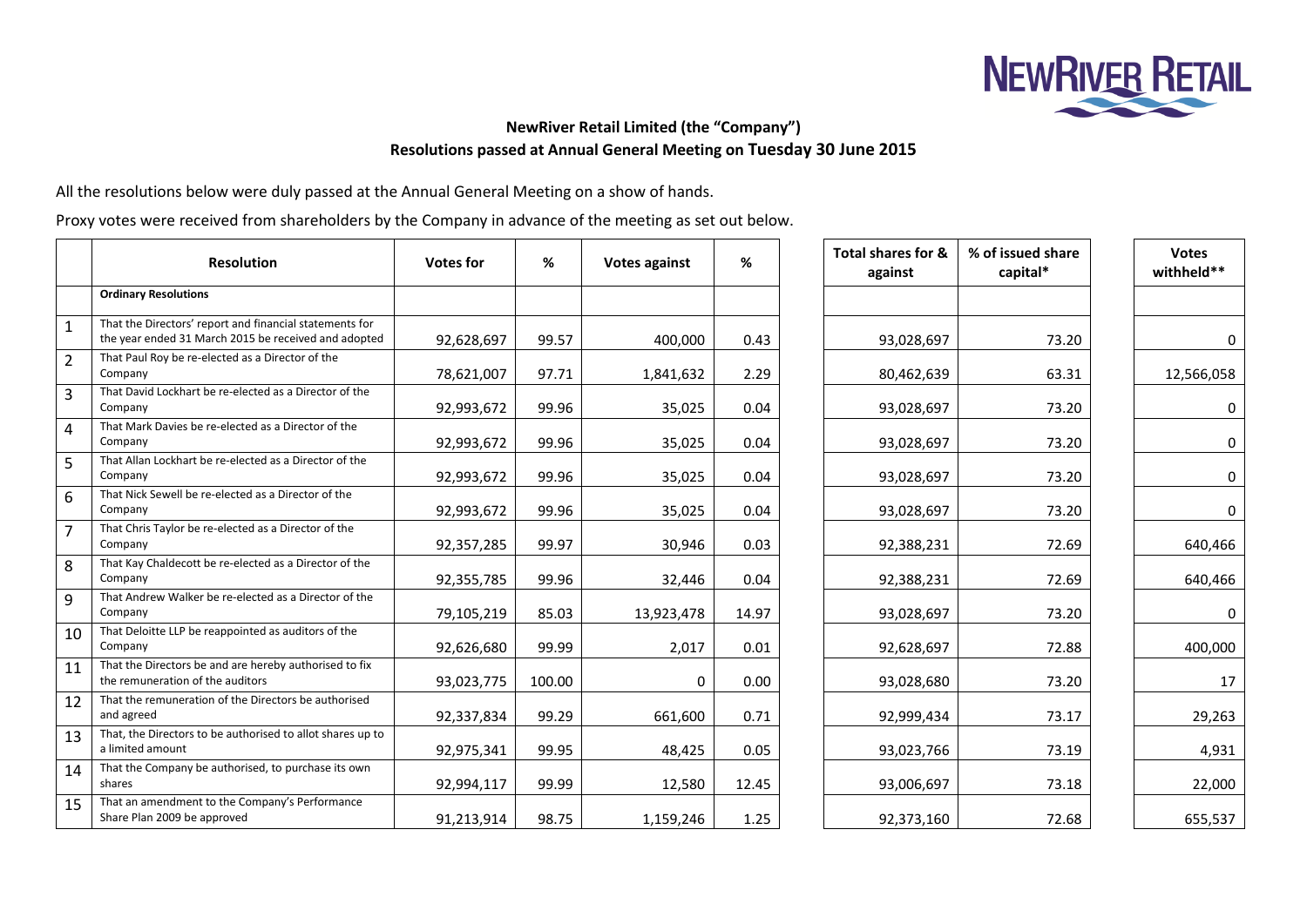NEWRIVER RETAIL

## NewRiver Retail Limited (the "Company")
## Resolutions passed at Annual General Meeting on Tuesday 30 June 2015

All the resolutions below were duly passed at the Annual General Meeting on a show of hands.

Proxy votes were received from shareholders by the Company in advance of the meeting as set out below.

| | Resolution | Votes for | % | Votes against | % | Total shares for & against | % of issued share capital* | Votes withheld** |
|---|---|---|---|---|---|---|---|---|
| | **Ordinary Resolutions** | | | | | | | |
| 1 | That the Directors' report and financial statements for the year ended 31 March 2015 be received and adopted | 92,628,697 | 99.57 | 400,000 | 0.43 | 93,028,697 | 73.20 | 0 |
| 2 | That Paul Roy be re-elected as a Director of the Company | 78,621,007 | 97.71 | 1,841,632 | 2.29 | 80,462,639 | 63.31 | 12,566,058 |
| 3 | That David Lockhart be re-elected as a Director of the Company | 92,993,672 | 99.96 | 35,025 | 0.04 | 93,028,697 | 73.20 | 0 |
| 4 | That Mark Davies be re-elected as a Director of the Company | 92,993,672 | 99.96 | 35,025 | 0.04 | 93,028,697 | 73.20 | 0 |
| 5 | That Allan Lockhart be re-elected as a Director of the Company | 92,993,672 | 99.96 | 35,025 | 0.04 | 93,028,697 | 73.20 | 0 |
| 6 | That Nick Sewell be re-elected as a Director of the Company | 92,993,672 | 99.96 | 35,025 | 0.04 | 93,028,697 | 73.20 | 0 |
| 7 | That Chris Taylor be re-elected as a Director of the Company | 92,357,285 | 99.97 | 30,946 | 0.03 | 92,388,231 | 72.69 | 640,466 |
| 8 | That Kay Chaldecott be re-elected as a Director of the Company | 92,355,785 | 99.96 | 32,446 | 0.04 | 92,388,231 | 72.69 | 640,466 |
| 9 | That Andrew Walker be re-elected as a Director of the Company | 79,105,219 | 85.03 | 13,923,478 | 14.97 | 93,028,697 | 73.20 | 0 |
| 10 | That Deloitte LLP be reappointed as auditors of the Company | 92,626,680 | 99.99 | 2,017 | 0.01 | 92,628,697 | 72.88 | 400,000 |
| 11 | That the Directors be and are hereby authorised to fix the remuneration of the auditors | 93,023,775 | 100.00 | 0 | 0.00 | 93,028,680 | 73.20 | 17 |
| 12 | That the remuneration of the Directors be authorised and agreed | 92,337,834 | 99.29 | 661,600 | 0.71 | 92,999,434 | 73.17 | 29,263 |
| 13 | That, the Directors to be authorised to allot shares up to a limited amount | 92,975,341 | 99.95 | 48,425 | 0.05 | 93,023,766 | 73.19 | 4,931 |
| 14 | That the Company be authorised, to purchase its own shares | 92,994,117 | 99.99 | 12,580 | 12.45 | 93,006,697 | 73.18 | 22,000 |
| 15 | That an amendment to the Company's Performance Share Plan 2009 be approved | 91,213,914 | 98.75 | 1,159,246 | 1.25 | 92,373,160 | 72.68 | 655,537 |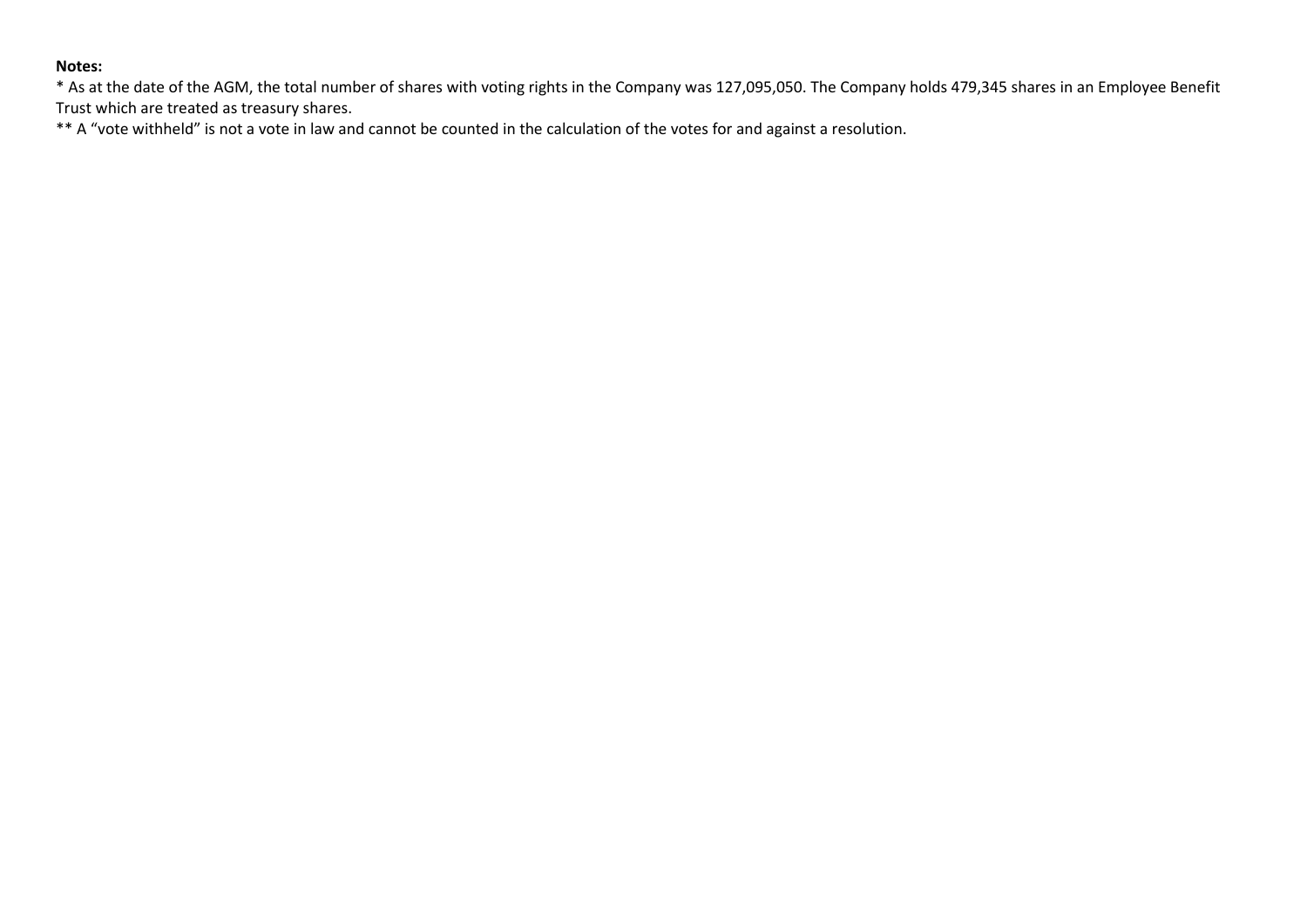**Notes:**

* As at the date of the AGM, the total number of shares with voting rights in the Company was 127,095,050. The Company holds 479,345 shares in an Employee Benefit Trust which are treated as treasury shares.

** A “vote withheld” is not a vote in law and cannot be counted in the calculation of the votes for and against a resolution.